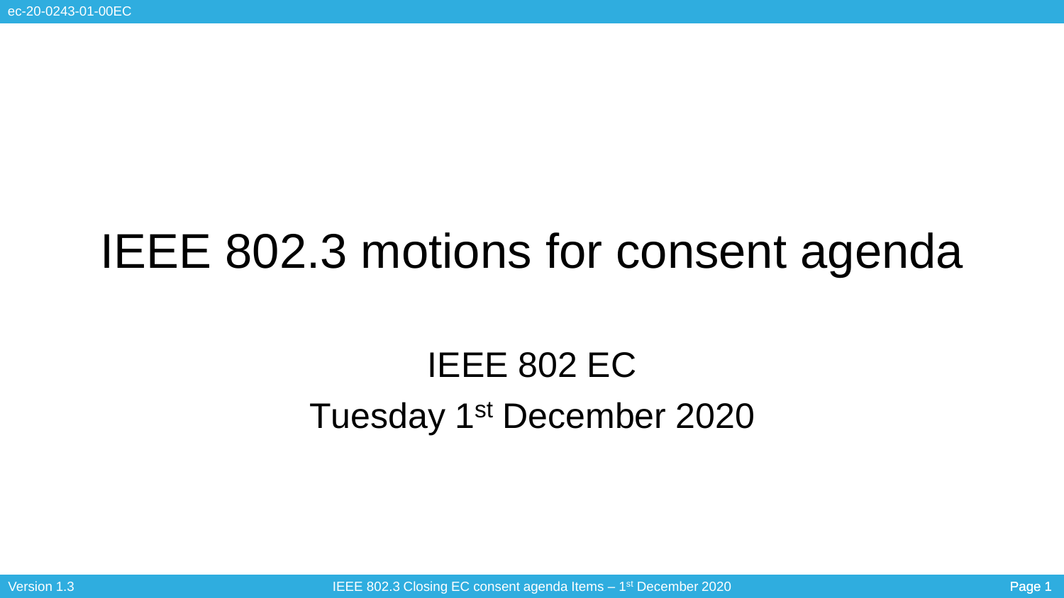# IEEE 802.3 motions for consent agenda

IEEE 802 EC

Tuesday 1st December 2020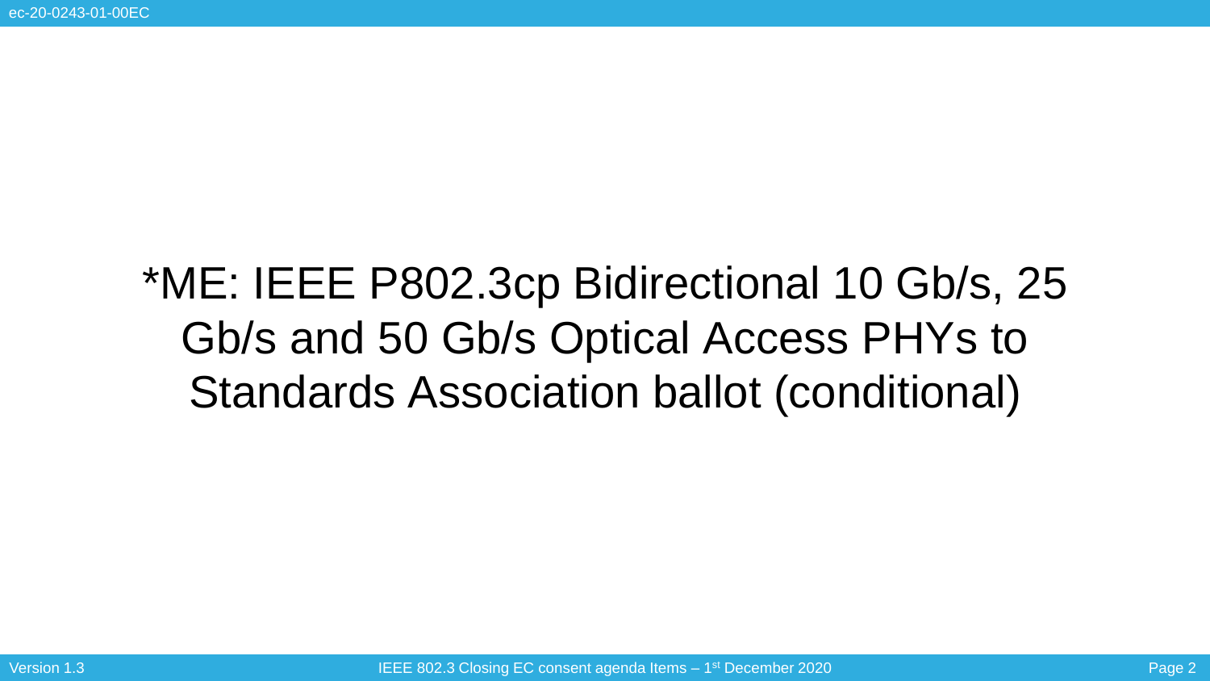# *ME: IEEE P802.3cp Bidirectional 10 Gb/s, 25 Gb/s and 50 Gb/s Optical Access PHYs to Standards Association ballot (conditional)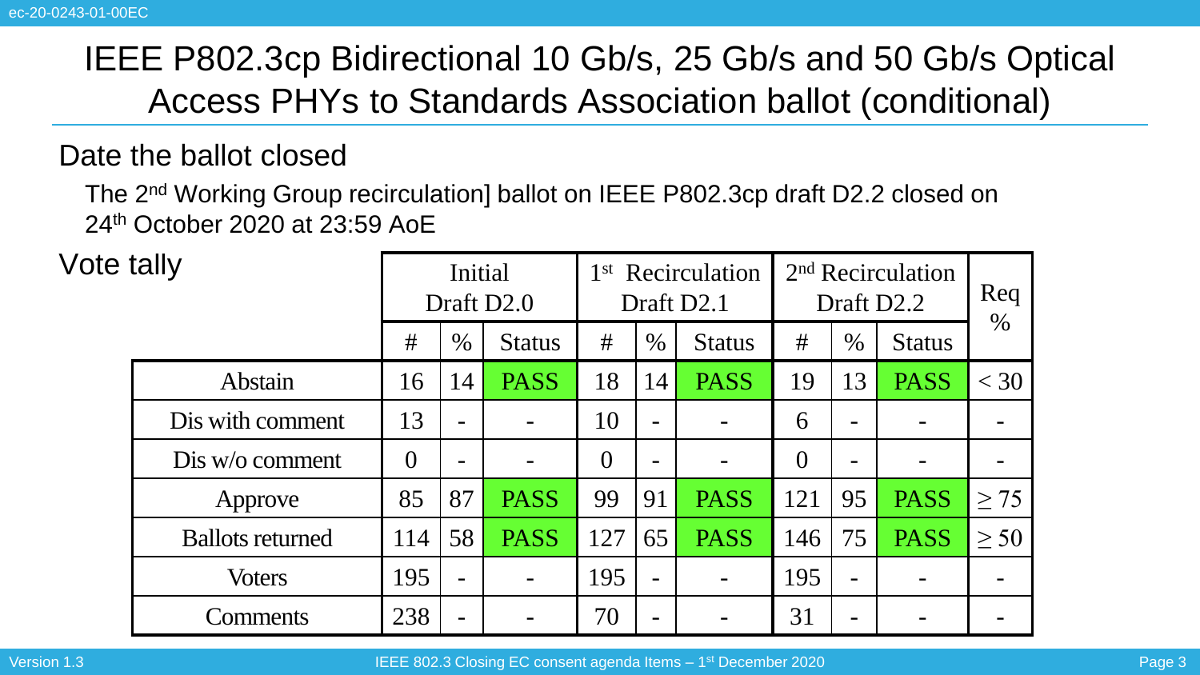# IEEE P802.3cp Bidirectional 10 Gb/s, 25 Gb/s and 50 Gb/s Optical Access PHYs to Standards Association ballot (conditional)

## Date the ballot closed

The 2nd Working Group recirculation] ballot on IEEE P802.3cp draft D2.2 closed on 24th October 2020 at 23:59 AoE

## Vote tally

| | Initial Draft D2.0 | | | 1st Recirculation Draft D2.1 | | | 2nd Recirculation Draft D2.2 | | | Req % |
|---|---|---|---|---|---|---|---|---|---|---|
| | # | % | Status | # | % | Status | # | % | Status | |
| Abstain | 16 | 14 | PASS | 18 | 14 | PASS | 19 | 13 | PASS | < 30 |
| Dis with comment | 13 | - | - | 10 | - | - | 6 | - | - | - |
| Dis w/o comment | 0 | - | - | 0 | - | - | 0 | - | - | - |
| Approve | 85 | 87 | PASS | 99 | 91 | PASS | 121 | 95 | PASS | ≥ 75 |
| Ballots returned | 114 | 58 | PASS | 127 | 65 | PASS | 146 | 75 | PASS | ≥ 50 |
| Voters | 195 | - | - | 195 | - | - | 195 | - | - | - |
| Comments | 238 | - | - | 70 | - | - | 31 | - | - | - |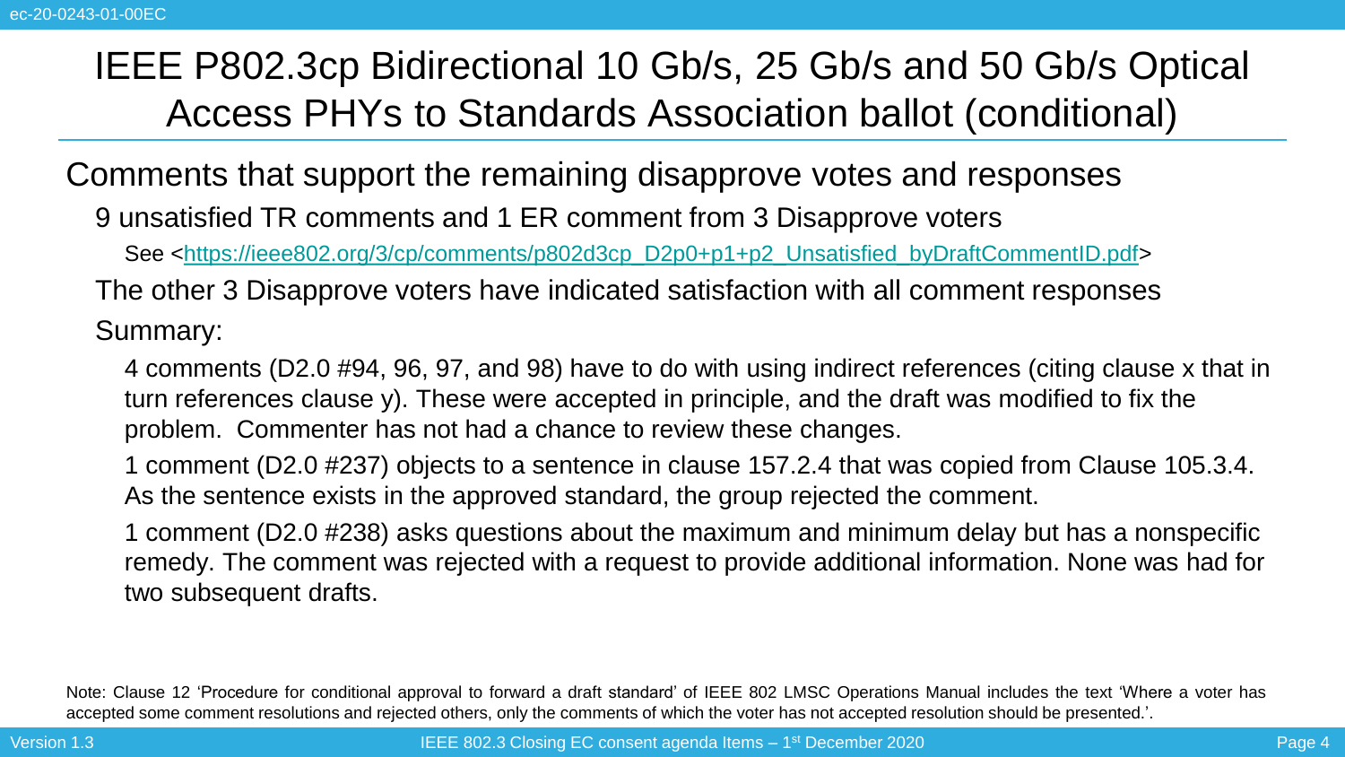# IEEE P802.3cp Bidirectional 10 Gb/s, 25 Gb/s and 50 Gb/s Optical Access PHYs to Standards Association ballot (conditional)

## Comments that support the remaining disapprove votes and responses

- 9 unsatisfied TR comments and 1 ER comment from 3 Disapprove voters
  - See <https://ieee802.org/3/cp/comments/p802d3cp_D2p0+p1+p2_Unsatisfied_byDraftCommentID.pdf>
- The other 3 Disapprove voters have indicated satisfaction with all comment responses
- Summary:
  - 4 comments (D2.0 #94, 96, 97, and 98) have to do with using indirect references (citing clause x that in turn references clause y). These were accepted in principle, and the draft was modified to fix the problem. Commenter has not had a chance to review these changes.
  - 1 comment (D2.0 #237) objects to a sentence in clause 157.2.4 that was copied from Clause 105.3.4. As the sentence exists in the approved standard, the group rejected the comment.
  - 1 comment (D2.0 #238) asks questions about the maximum and minimum delay but has a nonspecific remedy. The comment was rejected with a request to provide additional information. None was had for two subsequent drafts.

Note: Clause 12 'Procedure for conditional approval to forward a draft standard' of IEEE 802 LMSC Operations Manual includes the text 'Where a voter has accepted some comment resolutions and rejected others, only the comments of which the voter has not accepted resolution should be presented.'.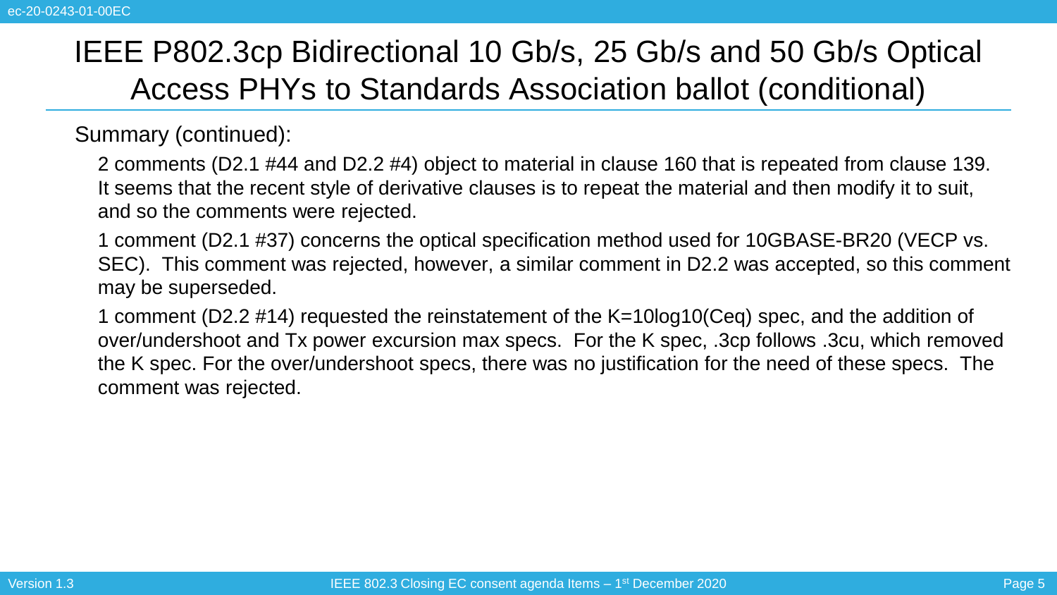# IEEE P802.3cp Bidirectional 10 Gb/s, 25 Gb/s and 50 Gb/s Optical Access PHYs to Standards Association ballot (conditional)

Summary (continued):

2 comments (D2.1 #44 and D2.2 #4) object to material in clause 160 that is repeated from clause 139. It seems that the recent style of derivative clauses is to repeat the material and then modify it to suit, and so the comments were rejected.

1 comment (D2.1 #37) concerns the optical specification method used for 10GBASE-BR20 (VECP vs. SEC). This comment was rejected, however, a similar comment in D2.2 was accepted, so this comment may be superseded.

1 comment (D2.2 #14) requested the reinstatement of the K=10log10(Ceq) spec, and the addition of over/undershoot and Tx power excursion max specs. For the K spec, .3cp follows .3cu, which removed the K spec. For the over/undershoot specs, there was no justification for the need of these specs. The comment was rejected.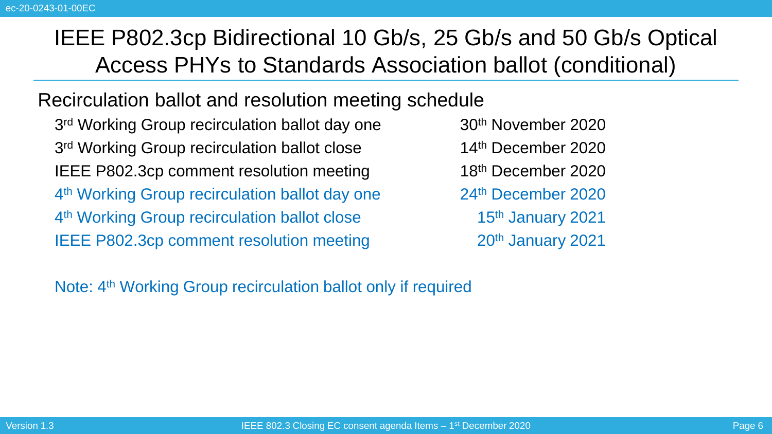# IEEE P802.3cp Bidirectional 10 Gb/s, 25 Gb/s and 50 Gb/s Optical Access PHYs to Standards Association ballot (conditional)

## Recirculation ballot and resolution meeting schedule

| | |
|---|---|
| 3rd Working Group recirculation ballot day one | 30th November 2020 |
| 3rd Working Group recirculation ballot close | 14th December 2020 |
| IEEE P802.3cp comment resolution meeting | 18th December 2020 |
| 4th Working Group recirculation ballot day one | 24th December 2020 |
| 4th Working Group recirculation ballot close | 15th January 2021 |
| IEEE P802.3cp comment resolution meeting | 20th January 2021 |

Note: 4th Working Group recirculation ballot only if required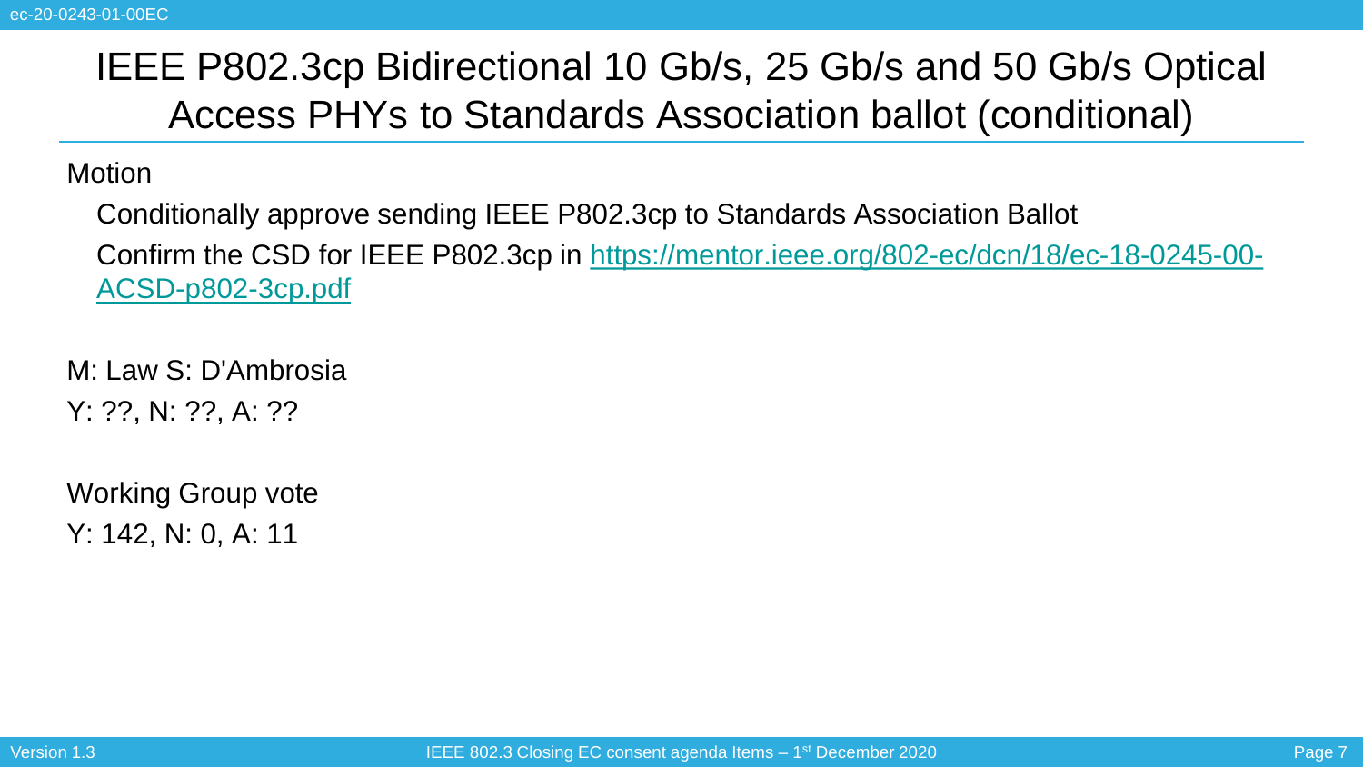# IEEE P802.3cp Bidirectional 10 Gb/s, 25 Gb/s and 50 Gb/s Optical Access PHYs to Standards Association ballot (conditional)

Motion

- Conditionally approve sending IEEE P802.3cp to Standards Association Ballot
- Confirm the CSD for IEEE P802.3cp in https://mentor.ieee.org/802-ec/dcn/18/ec-18-0245-00-ACSD-p802-3cp.pdf

M: Law S: D'Ambrosia

Y: ??, N: ??, A: ??

Working Group vote

Y: 142, N: 0, A: 11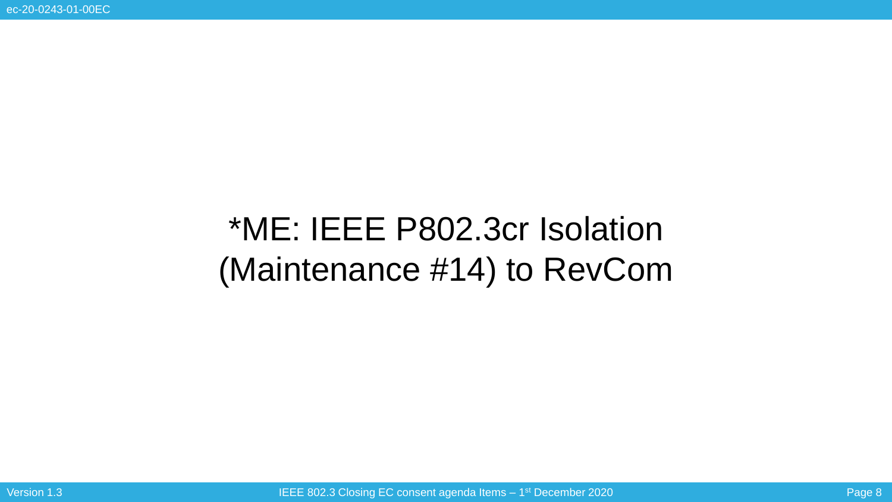# *ME: IEEE P802.3cr Isolation (Maintenance #14) to RevCom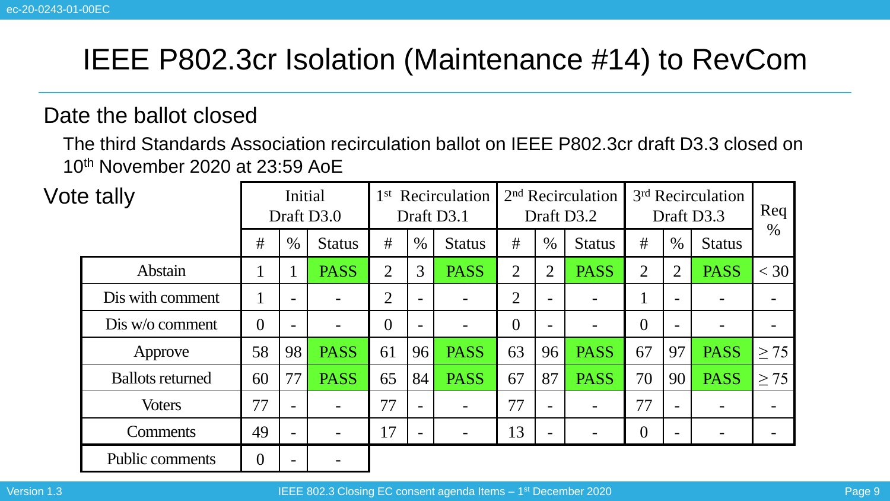# IEEE P802.3cr Isolation (Maintenance #14) to RevCom

## Date the ballot closed

The third Standards Association recirculation ballot on IEEE P802.3cr draft D3.3 closed on 10th November 2020 at 23:59 AoE

## Vote tally

| | Initial Draft D3.0 | | | 1st Recirculation Draft D3.1 | | | 2nd Recirculation Draft D3.2 | | | 3rd Recirculation Draft D3.3 | | | Req % |
|---|---|---|---|---|---|---|---|---|---|---|---|---|---|
| | # | % | Status | # | % | Status | # | % | Status | # | % | Status | |
| Abstain | 1 | 1 | PASS | 2 | 3 | PASS | 2 | 2 | PASS | 2 | 2 | PASS | < 30 |
| Dis with comment | 1 | - | - | 2 | - | - | 2 | - | - | 1 | - | - | - |
| Dis w/o comment | 0 | - | - | 0 | - | - | 0 | - | - | 0 | - | - | - |
| Approve | 58 | 98 | PASS | 61 | 96 | PASS | 63 | 96 | PASS | 67 | 97 | PASS | ≥ 75 |
| Ballots returned | 60 | 77 | PASS | 65 | 84 | PASS | 67 | 87 | PASS | 70 | 90 | PASS | ≥ 75 |
| Voters | 77 | - | - | 77 | - | - | 77 | - | - | 77 | - | - | - |
| Comments | 49 | - | - | 17 | - | - | 13 | - | - | 0 | - | - | - |
| Public comments | 0 | - | - | | | | | | | | | | |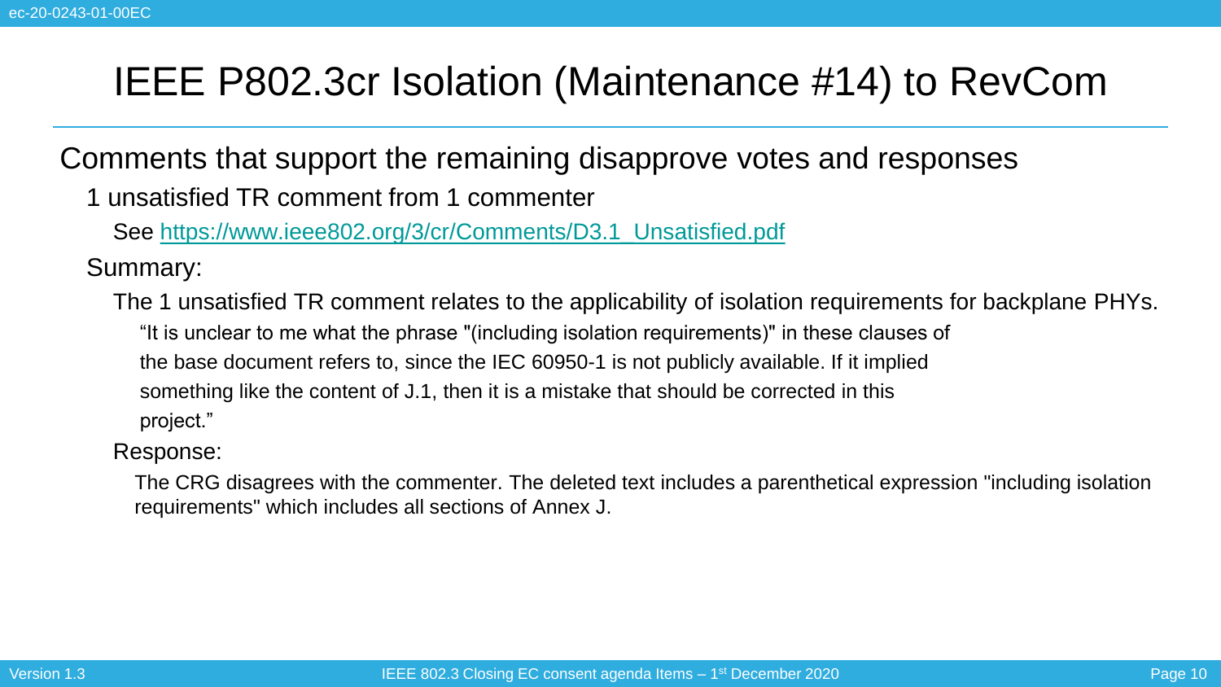# IEEE P802.3cr Isolation (Maintenance #14) to RevCom

## Comments that support the remaining disapprove votes and responses

- 1 unsatisfied TR comment from 1 commenter
  - See https://www.ieee802.org/3/cr/Comments/D3.1_Unsatisfied.pdf
- Summary:
  - The 1 unsatisfied TR comment relates to the applicability of isolation requirements for backplane PHYs.
    - "It is unclear to me what the phrase "(including isolation requirements)" in these clauses of the base document refers to, since the IEC 60950-1 is not publicly available. If it implied something like the content of J.1, then it is a mistake that should be corrected in this project."
  - Response:
    - The CRG disagrees with the commenter. The deleted text includes a parenthetical expression "including isolation requirements" which includes all sections of Annex J.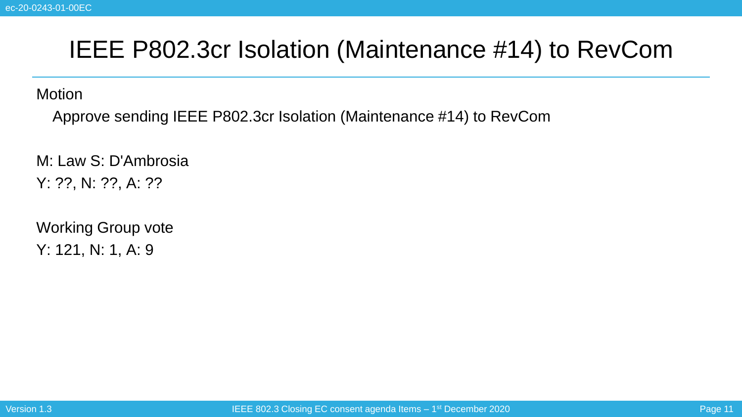# IEEE P802.3cr Isolation (Maintenance #14) to RevCom

Motion

Approve sending IEEE P802.3cr Isolation (Maintenance #14) to RevCom

M: Law S: D'Ambrosia

Y: ??, N: ??, A: ??

Working Group vote

Y: 121, N: 1, A: 9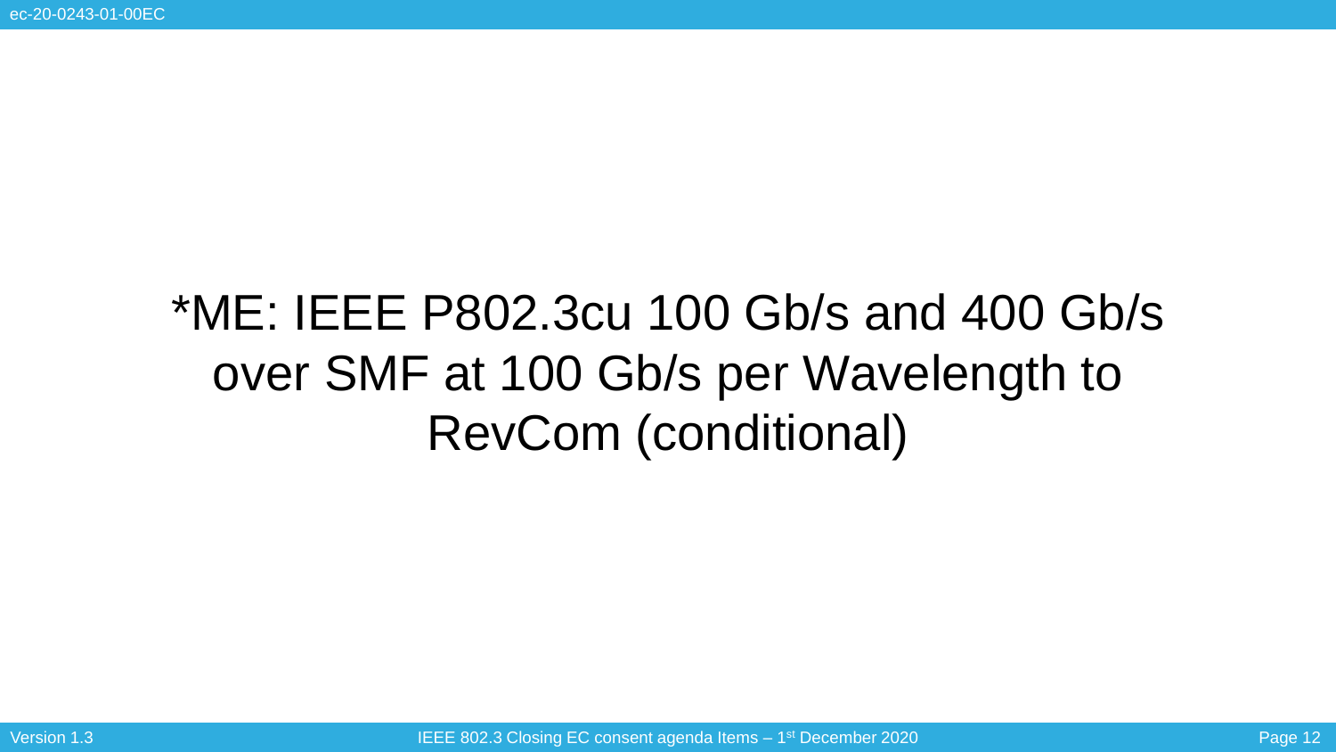# *ME: IEEE P802.3cu 100 Gb/s and 400 Gb/s over SMF at 100 Gb/s per Wavelength to RevCom (conditional)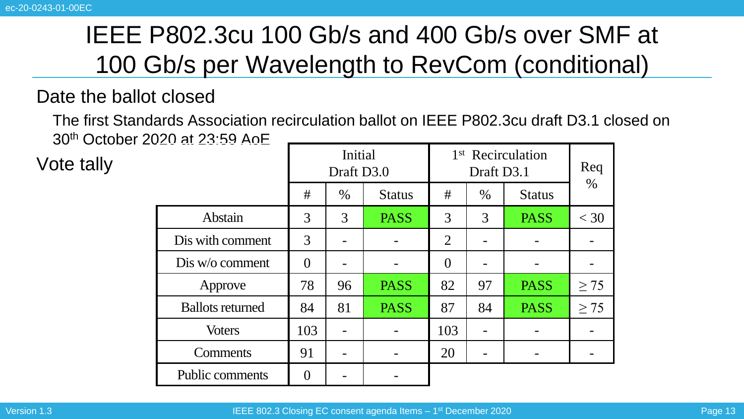# IEEE P802.3cu 100 Gb/s and 400 Gb/s over SMF at 100 Gb/s per Wavelength to RevCom (conditional)

## Date the ballot closed

The first Standards Association recirculation ballot on IEEE P802.3cu draft D3.1 closed on 30th October 2020 at 23:59 AoE

## Vote tally

| | Initial Draft D3.0 | | | 1st Recirculation Draft D3.1 | | | Req % |
|---|---|---|---|---|---|---|---|
| | # | % | Status | # | % | Status | |
| Abstain | 3 | 3 | PASS | 3 | 3 | PASS | < 30 |
| Dis with comment | 3 | - | - | 2 | - | - | - |
| Dis w/o comment | 0 | - | - | 0 | - | - | - |
| Approve | 78 | 96 | PASS | 82 | 97 | PASS | ≥ 75 |
| Ballots returned | 84 | 81 | PASS | 87 | 84 | PASS | ≥ 75 |
| Voters | 103 | - | - | 103 | - | - | - |
| Comments | 91 | - | - | 20 | - | - | - |
| Public comments | 0 | - | - | | | | |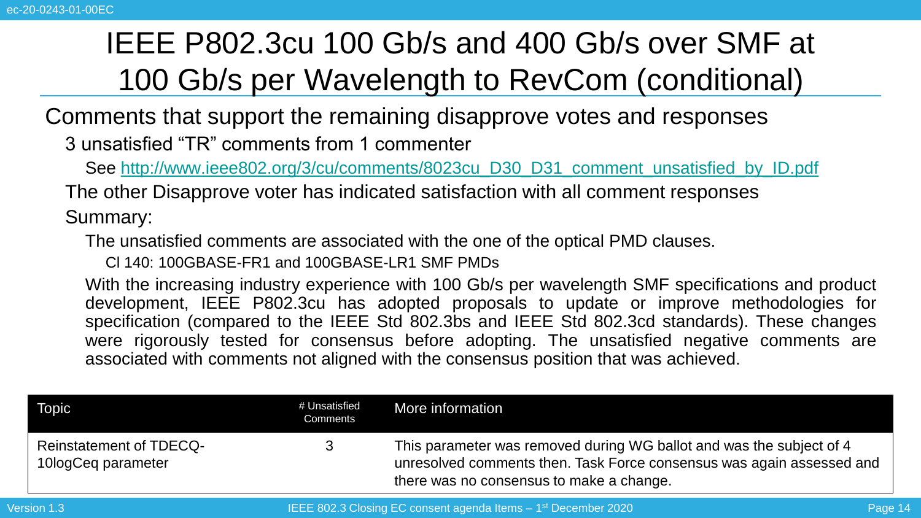# IEEE P802.3cu 100 Gb/s and 400 Gb/s over SMF at 100 Gb/s per Wavelength to RevCom (conditional)

Comments that support the remaining disapprove votes and responses

- 3 unsatisfied "TR" comments from 1 commenter
  - See http://www.ieee802.org/3/cu/comments/8023cu_D30_D31_comment_unsatisfied_by_ID.pdf
- The other Disapprove voter has indicated satisfaction with all comment responses
- Summary:
  - The unsatisfied comments are associated with the one of the optical PMD clauses.
    - Cl 140: 100GBASE-FR1 and 100GBASE-LR1 SMF PMDs
  - With the increasing industry experience with 100 Gb/s per wavelength SMF specifications and product development, IEEE P802.3cu has adopted proposals to update or improve methodologies for specification (compared to the IEEE Std 802.3bs and IEEE Std 802.3cd standards). These changes were rigorously tested for consensus before adopting. The unsatisfied negative comments are associated with comments not aligned with the consensus position that was achieved.

| Topic | # Unsatisfied Comments | More information |
| --- | --- | --- |
| Reinstatement of TDECQ-10logCeq parameter | 3 | This parameter was removed during WG ballot and was the subject of 4 unresolved comments then. Task Force consensus was again assessed and there was no consensus to make a change. |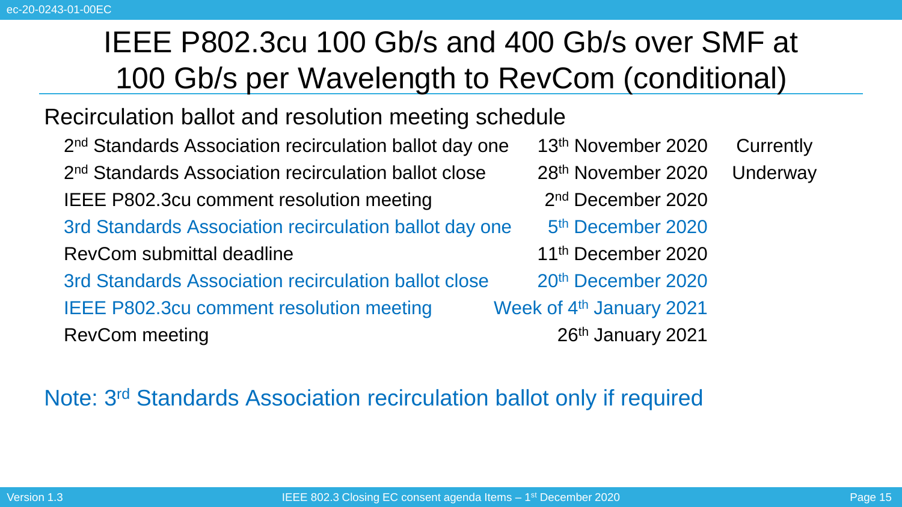# IEEE P802.3cu 100 Gb/s and 400 Gb/s over SMF at 100 Gb/s per Wavelength to RevCom (conditional)

Recirculation ballot and resolution meeting schedule

| | | |
|---|---|---|
| 2nd Standards Association recirculation ballot day one | 13th November 2020 | Currently |
| 2nd Standards Association recirculation ballot close | 28th November 2020 | Underway |
| IEEE P802.3cu comment resolution meeting | 2nd December 2020 | |
| 3rd Standards Association recirculation ballot day one | 5th December 2020 | |
| RevCom submittal deadline | 11th December 2020 | |
| 3rd Standards Association recirculation ballot close | 20th December 2020 | |
| IEEE P802.3cu comment resolution meeting | Week of 4th January 2021 | |
| RevCom meeting | 26th January 2021 | |

Note: 3rd Standards Association recirculation ballot only if required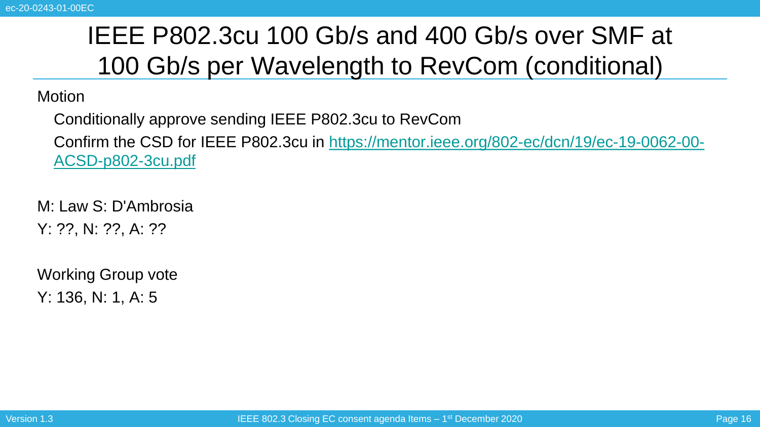# IEEE P802.3cu 100 Gb/s and 400 Gb/s over SMF at 100 Gb/s per Wavelength to RevCom (conditional)

Motion

Conditionally approve sending IEEE P802.3cu to RevCom

Confirm the CSD for IEEE P802.3cu in https://mentor.ieee.org/802-ec/dcn/19/ec-19-0062-00-ACSD-p802-3cu.pdf

M: Law S: D'Ambrosia

Y: ??, N: ??, A: ??

Working Group vote

Y: 136, N: 1, A: 5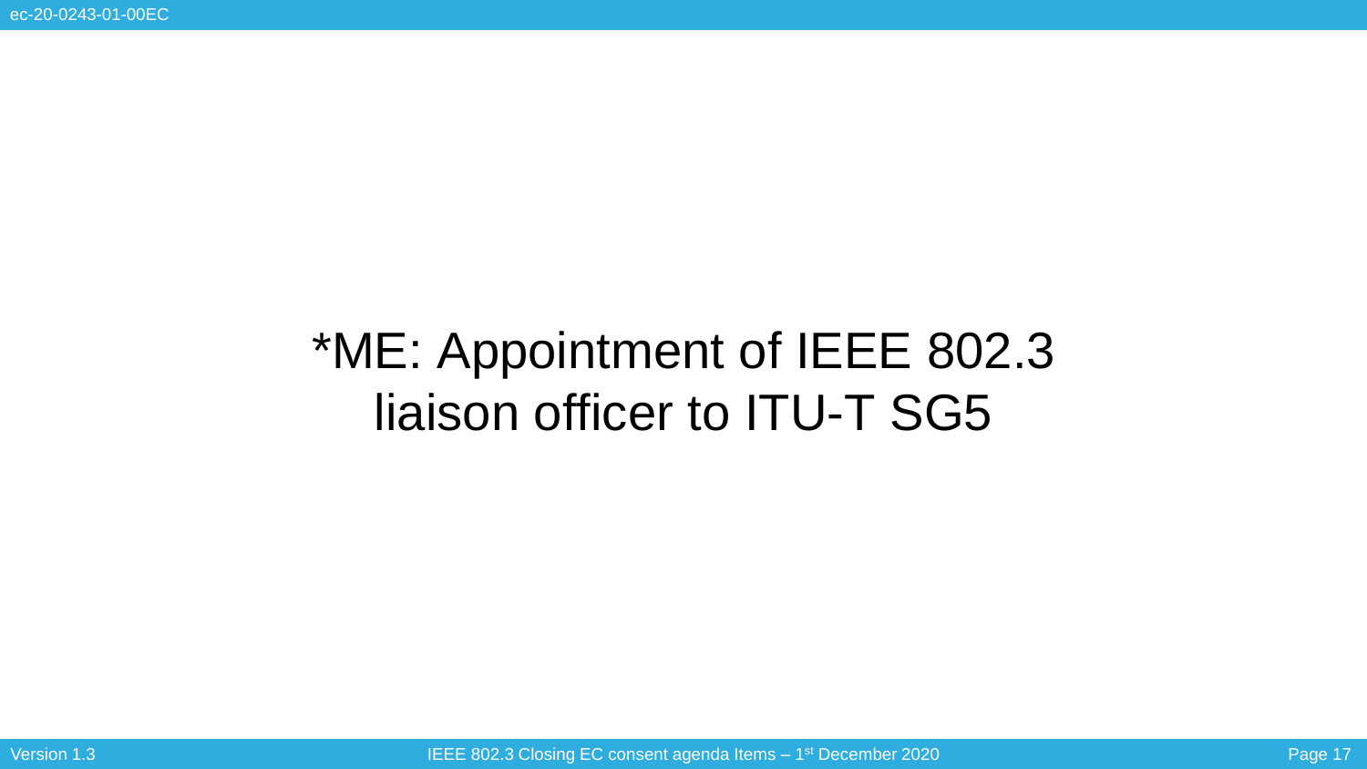# *ME: Appointment of IEEE 802.3 liaison officer to ITU-T SG5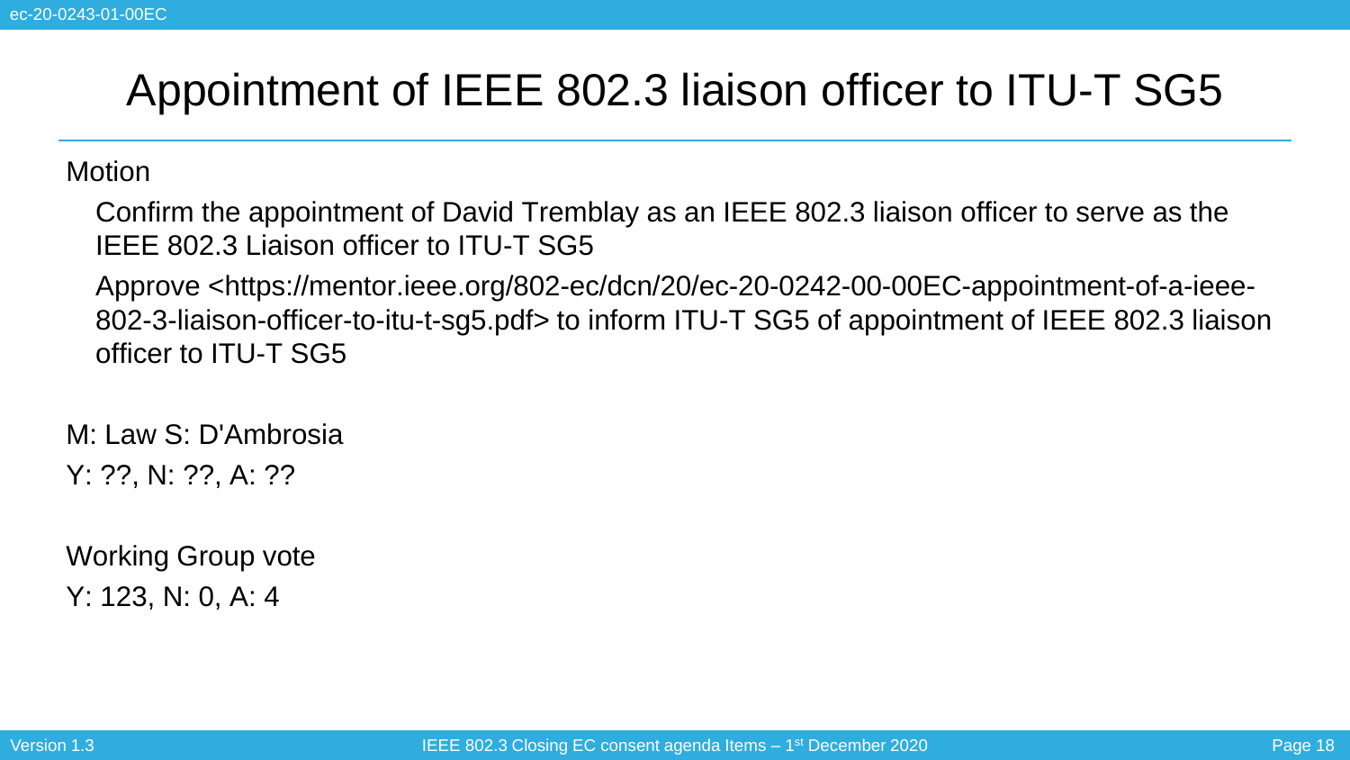# Appointment of IEEE 802.3 liaison officer to ITU-T SG5

Motion

Confirm the appointment of David Tremblay as an IEEE 802.3 liaison officer to serve as the IEEE 802.3 Liaison officer to ITU-T SG5

Approve <https://mentor.ieee.org/802-ec/dcn/20/ec-20-0242-00-00EC-appointment-of-a-ieee-802-3-liaison-officer-to-itu-t-sg5.pdf> to inform ITU-T SG5 of appointment of IEEE 802.3 liaison officer to ITU-T SG5

M: Law S: D'Ambrosia

Y: ??, N: ??, A: ??

Working Group vote

Y: 123, N: 0, A: 4